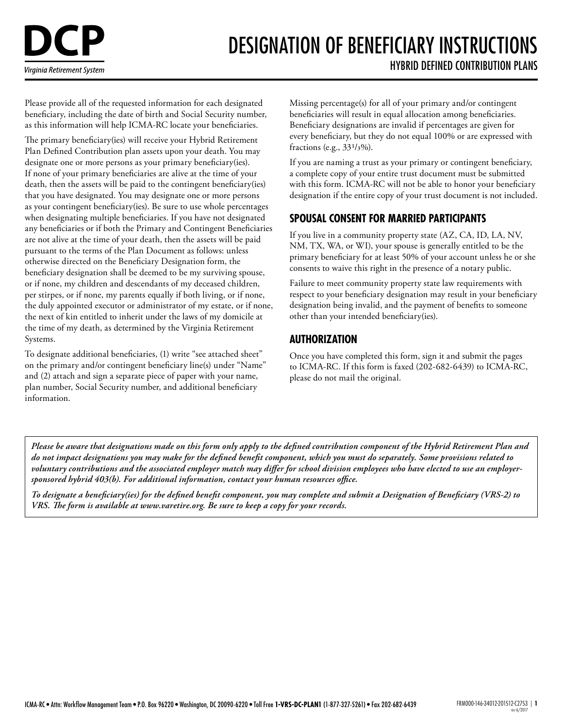# DCP

*Virginia Retirement System*

# DESIGNATION OF BENEFICIARY INSTRUCTIONS

## HYBRID DEFINED CONTRIBUTION PLANS

Please provide all of the requested information for each designated beneficiary, including the date of birth and Social Security number, as this information will help ICMA-RC locate your beneficiaries.

The primary beneficiary(ies) will receive your Hybrid Retirement Plan Defined Contribution plan assets upon your death. You may designate one or more persons as your primary beneficiary(ies). If none of your primary beneficiaries are alive at the time of your death, then the assets will be paid to the contingent beneficiary(ies) that you have designated. You may designate one or more persons as your contingent beneficiary(ies). Be sure to use whole percentages when designating multiple beneficiaries. If you have not designated any beneficiaries or if both the Primary and Contingent Beneficiaries are not alive at the time of your death, then the assets will be paid pursuant to the terms of the Plan Document as follows: unless otherwise directed on the Beneficiary Designation form, the beneficiary designation shall be deemed to be my surviving spouse, or if none, my children and descendants of my deceased children, per stirpes, or if none, my parents equally if both living, or if none, the duly appointed executor or administrator of my estate, or if none, the next of kin entitled to inherit under the laws of my domicile at the time of my death, as determined by the Virginia Retirement Systems.

To designate additional beneficiaries, (1) write "see attached sheet" on the primary and/or contingent beneficiary line(s) under "Name" and (2) attach and sign a separate piece of paper with your name, plan number, Social Security number, and additional beneficiary information.

Missing percentage(s) for all of your primary and/or contingent beneficiaries will result in equal allocation among beneficiaries. Beneficiary designations are invalid if percentages are given for every beneficiary, but they do not equal 100% or are expressed with fractions (e.g., 33 1/3%).

If you are naming a trust as your primary or contingent beneficiary, a complete copy of your entire trust document must be submitted with this form. ICMA-RC will not be able to honor your beneficiary designation if the entire copy of your trust document is not included.

### SPOUSAL CONSENT FOR MARRIED PARTICIPANTS

If you live in a community property state (AZ, CA, ID, LA, NV, NM, TX, WA, or WI), your spouse is generally entitled to be the primary beneficiary for at least 50% of your account unless he or she consents to waive this right in the presence of a notary public.

Failure to meet community property state law requirements with respect to your beneficiary designation may result in your beneficiary designation being invalid, and the payment of benefits to someone other than your intended beneficiary(ies).

### AUTHORIZATION

Once you have completed this form, sign it and submit the pages to ICMA-RC. If this form is faxed (202-682-6439) to ICMA-RC, please do not mail the original.

***Please be aware that designations made on this form only apply to the defined contribution component of the Hybrid Retirement Plan and do not impact designations you may make for the defined benefit component, which you must do separately. Some provisions related to voluntary contributions and the associated employer match may differ for school division employees who have elected to use an employer-sponsored hybrid 403(b). For additional information, contact your human resources office.***

***To designate a beneficiary(ies) for the defined benefit component, you may complete and submit a Designation of Beneficiary (VRS-2) to VRS. The form is available at www.varetire.org. Be sure to keep a copy for your records.***

ICMA-RC • Attn: Workflow Management Team • P.O. Box 96220 • Washington, DC 20090-6220 • Toll Free **1-VRS-DC-PLAN1** (1-877-327-5261) • Fax 202-682-6439

FRM000-146-34012-201512-C2753

REV 6/2017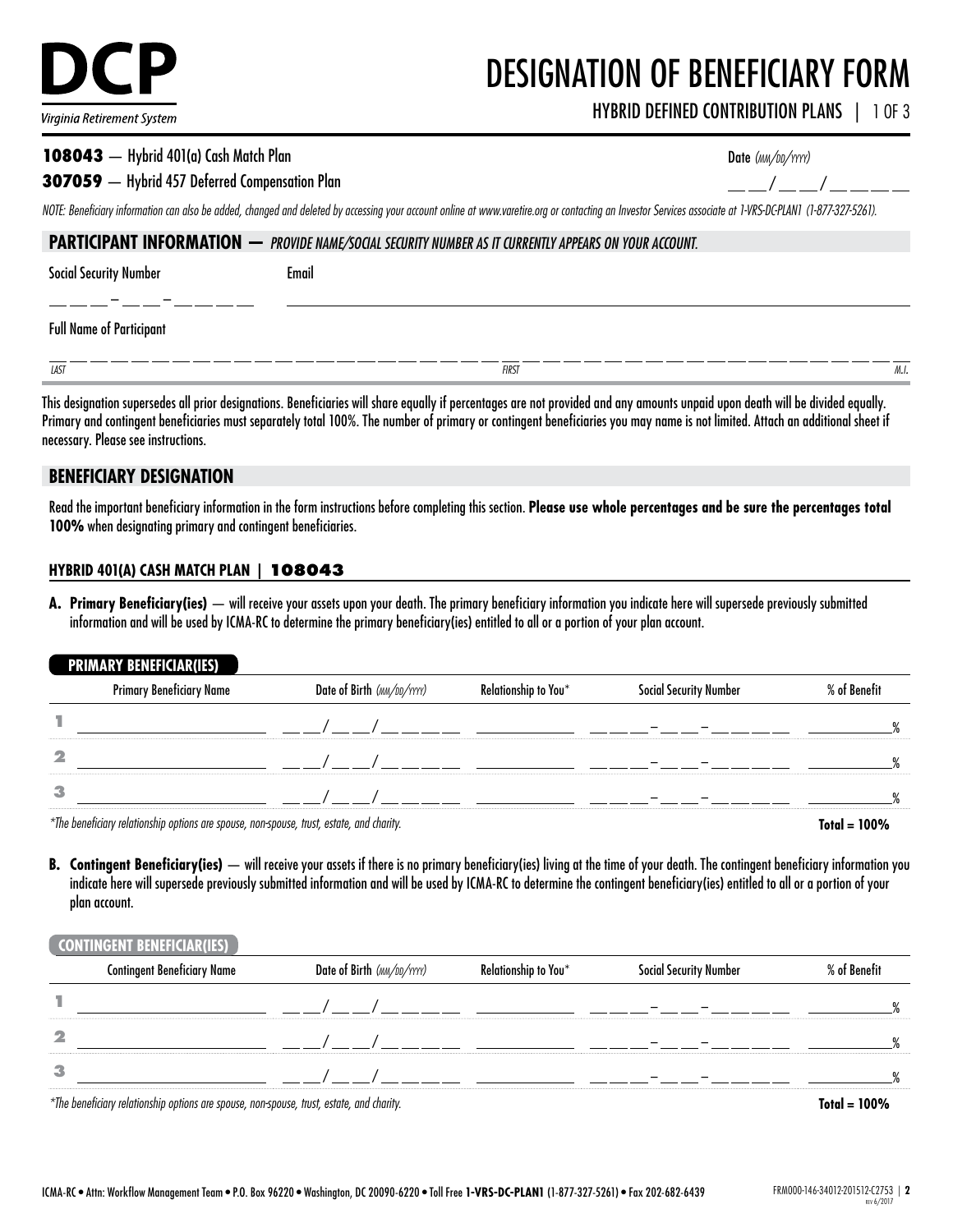**DCP**
*Virginia Retirement System*

# DESIGNATION OF BENEFICIARY FORM

HYBRID DEFINED CONTRIBUTION PLANS

**108043** — Hybrid 401(a) Cash Match Plan

**307059** — Hybrid 457 Deferred Compensation Plan

Date *(MM/DD/YYYY)* __ __/ __ __/ __ __ __ __

*NOTE: Beneficiary information can also be added, changed and deleted by accessing your account online at www.varetire.org or contacting an Investor Services associate at 1-VRS-DC-PLAN1 (1-877-327-5261).*

## PARTICIPANT INFORMATION — *PROVIDE NAME/SOCIAL SECURITY NUMBER AS IT CURRENTLY APPEARS ON YOUR ACCOUNT.*

Social Security Number __ __ __ – __ __ – __ __ __ __

Email ______________________________

Full Name of Participant

______________________________ ______________________________ ____
*LAST* *FIRST* *M.I.*

This designation supersedes all prior designations. Beneficiaries will share equally if percentages are not provided and any amounts unpaid upon death will be divided equally. Primary and contingent beneficiaries must separately total 100%. The number of primary or contingent beneficiaries you may name is not limited. Attach an additional sheet if necessary. Please see instructions.

## BENEFICIARY DESIGNATION

Read the important beneficiary information in the form instructions before completing this section. **Please use whole percentages and be sure the percentages total 100%** when designating primary and contingent beneficiaries.

### HYBRID 401(A) CASH MATCH PLAN | 108043

**A. Primary Beneficiary(ies)** — will receive your assets upon your death. The primary beneficiary information you indicate here will supersede previously submitted information and will be used by ICMA-RC to determine the primary beneficiary(ies) entitled to all or a portion of your plan account.

**PRIMARY BENEFICIAR(IES)**

| | Primary Beneficiary Name | Date of Birth *(MM/DD/YYYY)* | Relationship to You* | Social Security Number | % of Benefit |
|---|---|---|---|---|---|
| 1 | | __ __/ __ __/ __ __ __ __ | | __ __ __ – __ __ – __ __ __ __ | % |
| 2 | | __ __/ __ __/ __ __ __ __ | | __ __ __ – __ __ – __ __ __ __ | % |
| 3 | | __ __/ __ __/ __ __ __ __ | | __ __ __ – __ __ – __ __ __ __ | % |

*\*The beneficiary relationship options are spouse, non-spouse, trust, estate, and charity.* **Total = 100%**

**B. Contingent Beneficiary(ies)** — will receive your assets if there is no primary beneficiary(ies) living at the time of your death. The contingent beneficiary information you indicate here will supersede previously submitted information and will be used by ICMA-RC to determine the contingent beneficiary(ies) entitled to all or a portion of your plan account.

**CONTINGENT BENEFICIAR(IES)**

| | Contingent Beneficiary Name | Date of Birth *(MM/DD/YYYY)* | Relationship to You* | Social Security Number | % of Benefit |
|---|---|---|---|---|---|
| 1 | | __ __/ __ __/ __ __ __ __ | | __ __ __ – __ __ – __ __ __ __ | % |
| 2 | | __ __/ __ __/ __ __ __ __ | | __ __ __ – __ __ – __ __ __ __ | % |
| 3 | | __ __/ __ __/ __ __ __ __ | | __ __ __ – __ __ – __ __ __ __ | % |

*\*The beneficiary relationship options are spouse, non-spouse, trust, estate, and charity.* **Total = 100%**

ICMA-RC • Attn: Workflow Management Team • P.O. Box 96220 • Washington, DC 20090-6220 • Toll Free **1-VRS-DC-PLAN1** (1-877-327-5261) • Fax 202-682-6439

FRM000-146-34012-201512-C2753 | REV 6/2017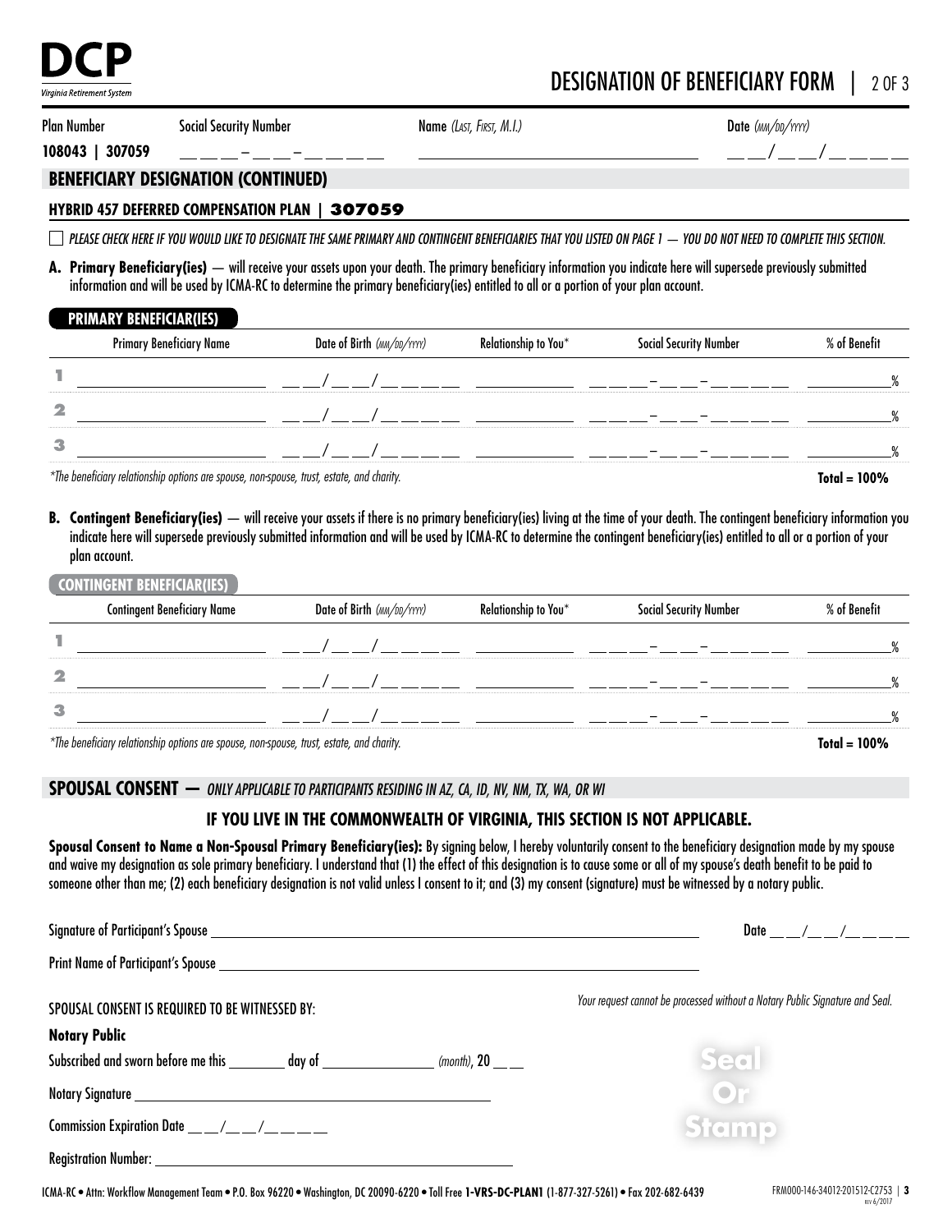DCP
*Virginia Retirement System*

# DESIGNATION OF BENEFICIARY FORM

| Plan Number | Social Security Number | Name *(Last, First, M.I.)* | Date *(mm/dd/yyyy)* |
|---|---|---|---|
| **108043 \| 307059** | \_\_ \_\_ \_\_ – \_\_ \_\_ – \_\_ \_\_ \_\_ \_\_ | \_\_\_\_\_\_\_\_\_\_\_\_\_\_\_\_\_\_\_\_ | \_\_ \_\_ / \_\_ \_\_ / \_\_ \_\_ \_\_ \_\_ |

## BENEFICIARY DESIGNATION (CONTINUED)

### HYBRID 457 DEFERRED COMPENSATION PLAN | 307059

☐ *PLEASE CHECK HERE IF YOU WOULD LIKE TO DESIGNATE THE SAME PRIMARY AND CONTINGENT BENEFICIARIES THAT YOU LISTED ON PAGE 1 — YOU DO NOT NEED TO COMPLETE THIS SECTION.*

**A. Primary Beneficiary(ies)** — will receive your assets upon your death. The primary beneficiary information you indicate here will supersede previously submitted information and will be used by ICMA-RC to determine the primary beneficiary(ies) entitled to all or a portion of your plan account.

**PRIMARY BENEFICIAR(IES)**

| | Primary Beneficiary Name | Date of Birth *(mm/dd/yyyy)* | Relationship to You* | Social Security Number | % of Benefit |
|---|---|---|---|---|---|
| 1 | | \_\_ \_\_ / \_\_ \_\_ / \_\_ \_\_ \_\_ \_\_ | | \_\_ \_\_ \_\_ – \_\_ \_\_ – \_\_ \_\_ \_\_ \_\_ | % |
| 2 | | \_\_ \_\_ / \_\_ \_\_ / \_\_ \_\_ \_\_ \_\_ | | \_\_ \_\_ \_\_ – \_\_ \_\_ – \_\_ \_\_ \_\_ \_\_ | % |
| 3 | | \_\_ \_\_ / \_\_ \_\_ / \_\_ \_\_ \_\_ \_\_ | | \_\_ \_\_ \_\_ – \_\_ \_\_ – \_\_ \_\_ \_\_ \_\_ | % |

*\*The beneficiary relationship options are spouse, non-spouse, trust, estate, and charity.* **Total = 100%**

**B. Contingent Beneficiary(ies)** — will receive your assets if there is no primary beneficiary(ies) living at the time of your death. The contingent beneficiary information you indicate here will supersede previously submitted information and will be used by ICMA-RC to determine the contingent beneficiary(ies) entitled to all or a portion of your plan account.

**CONTINGENT BENEFICIAR(IES)**

| | Contingent Beneficiary Name | Date of Birth *(mm/dd/yyyy)* | Relationship to You* | Social Security Number | % of Benefit |
|---|---|---|---|---|---|
| 1 | | \_\_ \_\_ / \_\_ \_\_ / \_\_ \_\_ \_\_ \_\_ | | \_\_ \_\_ \_\_ – \_\_ \_\_ – \_\_ \_\_ \_\_ \_\_ | % |
| 2 | | \_\_ \_\_ / \_\_ \_\_ / \_\_ \_\_ \_\_ \_\_ | | \_\_ \_\_ \_\_ – \_\_ \_\_ – \_\_ \_\_ \_\_ \_\_ | % |
| 3 | | \_\_ \_\_ / \_\_ \_\_ / \_\_ \_\_ \_\_ \_\_ | | \_\_ \_\_ \_\_ – \_\_ \_\_ – \_\_ \_\_ \_\_ \_\_ | % |

*\*The beneficiary relationship options are spouse, non-spouse, trust, estate, and charity.* **Total = 100%**

## SPOUSAL CONSENT — *ONLY APPLICABLE TO PARTICIPANTS RESIDING IN AZ, CA, ID, NV, NM, TX, WA, OR WI*

### IF YOU LIVE IN THE COMMONWEALTH OF VIRGINIA, THIS SECTION IS NOT APPLICABLE.

**Spousal Consent to Name a Non-Spousal Primary Beneficiary(ies):** By signing below, I hereby voluntarily consent to the beneficiary designation made by my spouse and waive my designation as sole primary beneficiary. I understand that (1) the effect of this designation is to cause some or all of my spouse's death benefit to be paid to someone other than me; (2) each beneficiary designation is not valid unless I consent to it; and (3) my consent (signature) must be witnessed by a notary public.

Signature of Participant's Spouse \_\_\_\_\_\_\_\_\_\_\_\_\_\_\_\_\_\_\_\_ Date \_\_ \_\_ / \_\_ \_\_ / \_\_ \_\_ \_\_ \_\_

Print Name of Participant's Spouse \_\_\_\_\_\_\_\_\_\_\_\_\_\_\_\_\_\_\_\_

SPOUSAL CONSENT IS REQUIRED TO BE WITNESSED BY:

*Your request cannot be processed without a Notary Public Signature and Seal.*

**Notary Public**

Subscribed and sworn before me this \_\_\_\_\_\_ day of \_\_\_\_\_\_\_\_\_\_ *(month)*, 20 \_\_ \_\_

Notary Signature \_\_\_\_\_\_\_\_\_\_\_\_\_\_\_\_\_\_\_\_

Commission Expiration Date \_\_ \_\_ / \_\_ \_\_ / \_\_ \_\_ \_\_ \_\_

Registration Number: \_\_\_\_\_\_\_\_\_\_\_\_\_\_\_\_\_\_\_\_

Seal Or Stamp

ICMA-RC • Attn: Workflow Management Team • P.O. Box 96220 • Washington, DC 20090-6220 • Toll Free **1-VRS-DC-PLAN1** (1-877-327-5261) • Fax 202-682-6439

FRM000-146-34012-201512-C2753 | rev 6/2017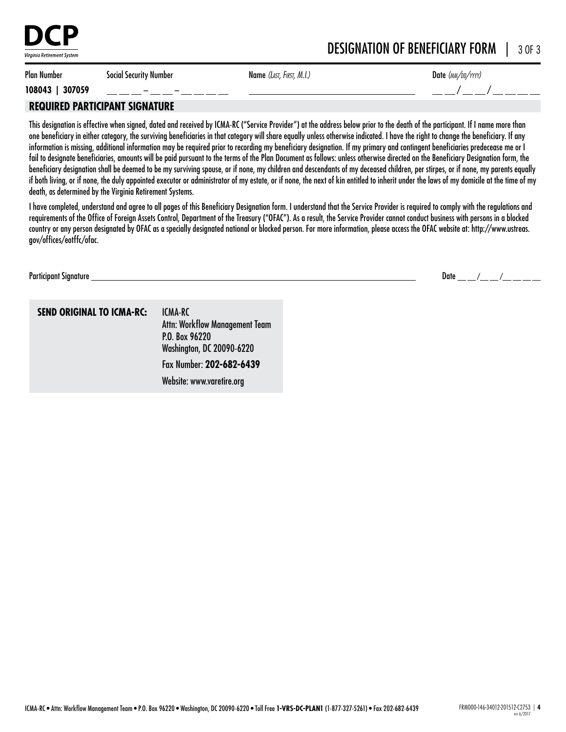DCP
*Virginia Retirement System*

# DESIGNATION OF BENEFICIARY FORM

| Plan Number | Social Security Number | Name *(Last, First, M.I.)* | Date *(mm/dd/yyyy)* |
| --- | --- | --- | --- |
| **108043 \| 307059** | ___ ___ ___ – ___ ___ – ___ ___ ___ ___ | ________________________ | ___ ___ / ___ ___ / ___ ___ ___ ___ |

## REQUIRED PARTICIPANT SIGNATURE

This designation is effective when signed, dated and received by ICMA-RC ("Service Provider") at the address below prior to the death of the participant. If I name more than one beneficiary in either category, the surviving beneficiaries in that category will share equally unless otherwise indicated. I have the right to change the beneficiary. If any information is missing, additional information may be required prior to recording my beneficiary designation. If my primary and contingent beneficiaries predecease me or I fail to designate beneficiaries, amounts will be paid pursuant to the terms of the Plan Document as follows: unless otherwise directed on the Beneficiary Designation form, the beneficiary designation shall be deemed to be my surviving spouse, or if none, my children and descendants of my deceased children, per stirpes, or if none, my parents equally if both living, or if none, the duly appointed executor or administrator of my estate, or if none, the next of kin entitled to inherit under the laws of my domicile at the time of my death, as determined by the Virginia Retirement Systems.

I have completed, understand and agree to all pages of this Beneficiary Designation form. I understand that the Service Provider is required to comply with the regulations and requirements of the Office of Foreign Assets Control, Department of the Treasury ("OFAC"). As a result, the Service Provider cannot conduct business with persons in a blocked country or any person designated by OFAC as a specially designated national or blocked person. For more information, please access the OFAC website at: http://www.ustreas.gov/offices/eotffc/ofac.

Participant Signature ____________________________________________ Date ___ ___ / ___ ___ / ___ ___ ___ ___

**SEND ORIGINAL TO ICMA-RC:**

ICMA-RC
Attn: Workflow Management Team
P.O. Box 96220
Washington, DC 20090-6220

Fax Number: **202-682-6439**

Website: www.varetire.org

ICMA-RC • Attn: Workflow Management Team • P.O. Box 96220 • Washington, DC 20090-6220 • Toll Free **1-VRS-DC-PLAN1** (1-877-327-5261) • Fax 202-682-6439

FRM000-146-34012-201512-C2753 | rev 6/2017